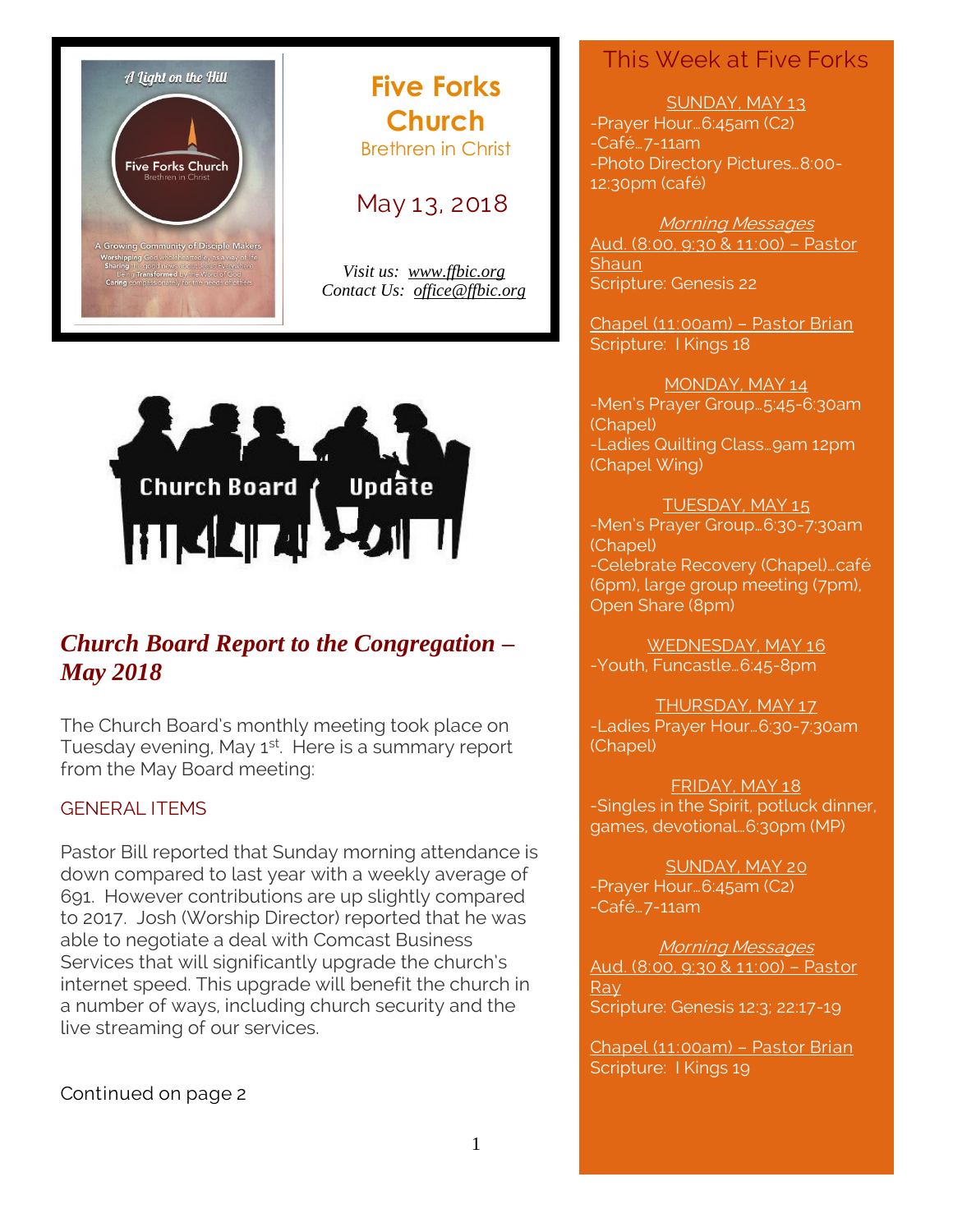# Five Forks Church

Brethren in Christ

May 13, 2018

*Visit us: www.ffbic.org*
*Contact Us: office@ffbic.org*

## *Church Board Report to the Congregation – May 2018*

The Church Board's monthly meeting took place on Tuesday evening, May 1st. Here is a summary report from the May Board meeting:

### GENERAL ITEMS

Pastor Bill reported that Sunday morning attendance is down compared to last year with a weekly average of 691. However contributions are up slightly compared to 2017. Josh (Worship Director) reported that he was able to negotiate a deal with Comcast Business Services that will significantly upgrade the church's internet speed. This upgrade will benefit the church in a number of ways, including church security and the live streaming of our services.

Continued on page 2

## This Week at Five Forks

SUNDAY, MAY 13
- Prayer Hour…6:45am (C2)
- Café…7-11am
- Photo Directory Pictures…8:00-12:30pm (café)

*Morning Messages*

Aud. (8:00, 9:30 & 11:00) – Pastor Shaun
Scripture: Genesis 22

Chapel (11:00am) – Pastor Brian
Scripture: I Kings 18

MONDAY, MAY 14
- Men's Prayer Group…5:45-6:30am (Chapel)
- Ladies Quilting Class…9am 12pm (Chapel Wing)

TUESDAY, MAY 15
- Men's Prayer Group…6:30-7:30am (Chapel)
- Celebrate Recovery (Chapel)…café (6pm), large group meeting (7pm), Open Share (8pm)

WEDNESDAY, MAY 16
- Youth, Funcastle…6:45-8pm

THURSDAY, MAY 17
- Ladies Prayer Hour…6:30-7:30am (Chapel)

FRIDAY, MAY 18
- Singles in the Spirit, potluck dinner, games, devotional…6:30pm (MP)

SUNDAY, MAY 20
- Prayer Hour…6:45am (C2)
- Café…7-11am

*Morning Messages*

Aud. (8:00, 9:30 & 11:00) – Pastor Ray
Scripture: Genesis 12:3; 22:17-19

Chapel (11:00am) – Pastor Brian
Scripture: I Kings 19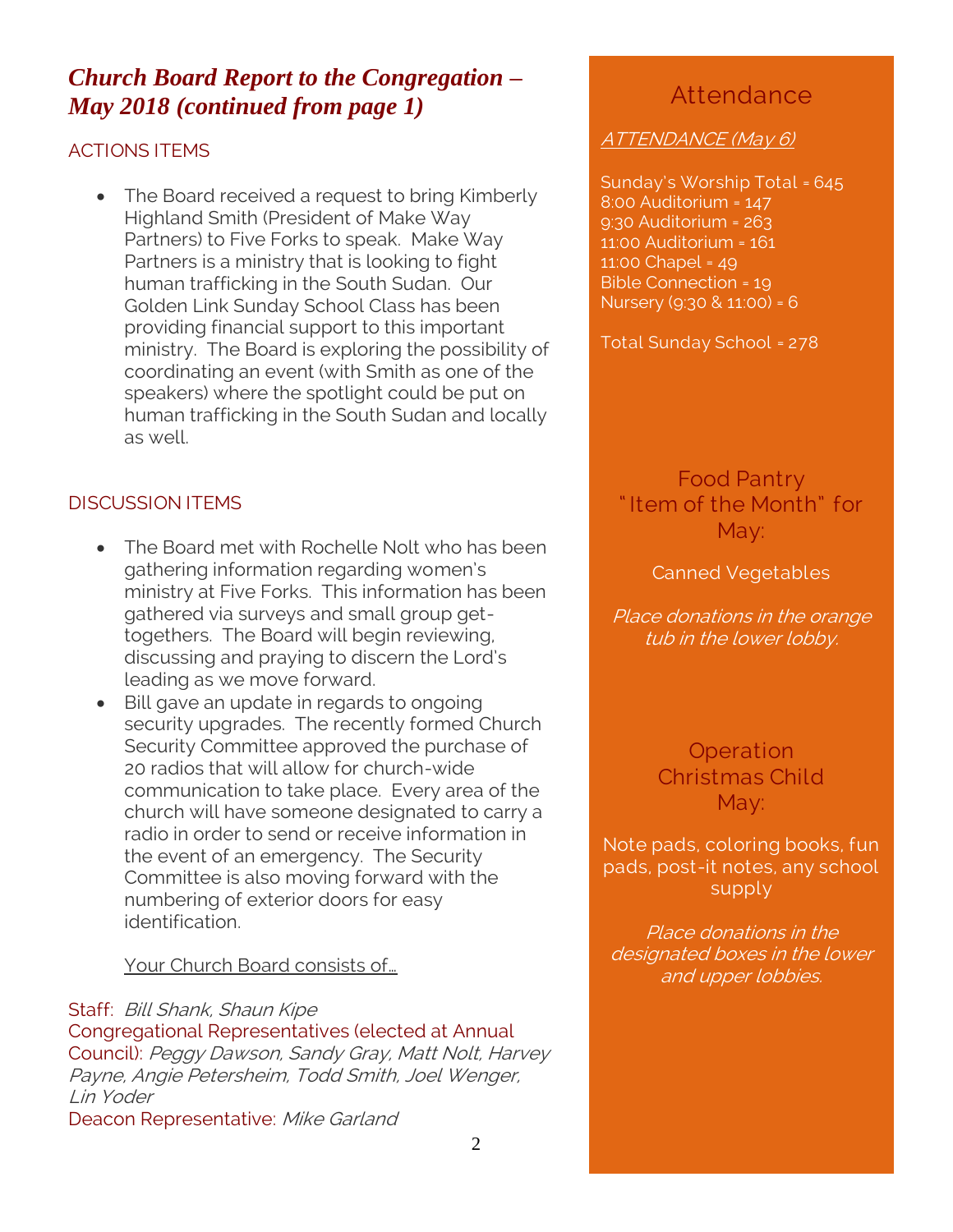## *Church Board Report to the Congregation – May 2018 (continued from page 1)*

ACTIONS ITEMS

- The Board received a request to bring Kimberly Highland Smith (President of Make Way Partners) to Five Forks to speak. Make Way Partners is a ministry that is looking to fight human trafficking in the South Sudan. Our Golden Link Sunday School Class has been providing financial support to this important ministry. The Board is exploring the possibility of coordinating an event (with Smith as one of the speakers) where the spotlight could be put on human trafficking in the South Sudan and locally as well.

DISCUSSION ITEMS

- The Board met with Rochelle Nolt who has been gathering information regarding women's ministry at Five Forks. This information has been gathered via surveys and small group get-togethers. The Board will begin reviewing, discussing and praying to discern the Lord's leading as we move forward.
- Bill gave an update in regards to ongoing security upgrades. The recently formed Church Security Committee approved the purchase of 20 radios that will allow for church-wide communication to take place. Every area of the church will have someone designated to carry a radio in order to send or receive information in the event of an emergency. The Security Committee is also moving forward with the numbering of exterior doors for easy identification.

Your Church Board consists of…

Staff: *Bill Shank, Shaun Kipe*
Congregational Representatives (elected at Annual Council): *Peggy Dawson, Sandy Gray, Matt Nolt, Harvey Payne, Angie Petersheim, Todd Smith, Joel Wenger, Lin Yoder*
Deacon Representative: *Mike Garland*

## Attendance

*ATTENDANCE (May 6)*

Sunday's Worship Total = 645
8:00 Auditorium = 147
9:30 Auditorium = 263
11:00 Auditorium = 161
11:00 Chapel = 49
Bible Connection = 19
Nursery (9:30 & 11:00) = 6

Total Sunday School = 278

## Food Pantry "Item of the Month" for May:

Canned Vegetables

*Place donations in the orange tub in the lower lobby.*

## Operation Christmas Child May:

Note pads, coloring books, fun pads, post-it notes, any school supply

*Place donations in the designated boxes in the lower and upper lobbies.*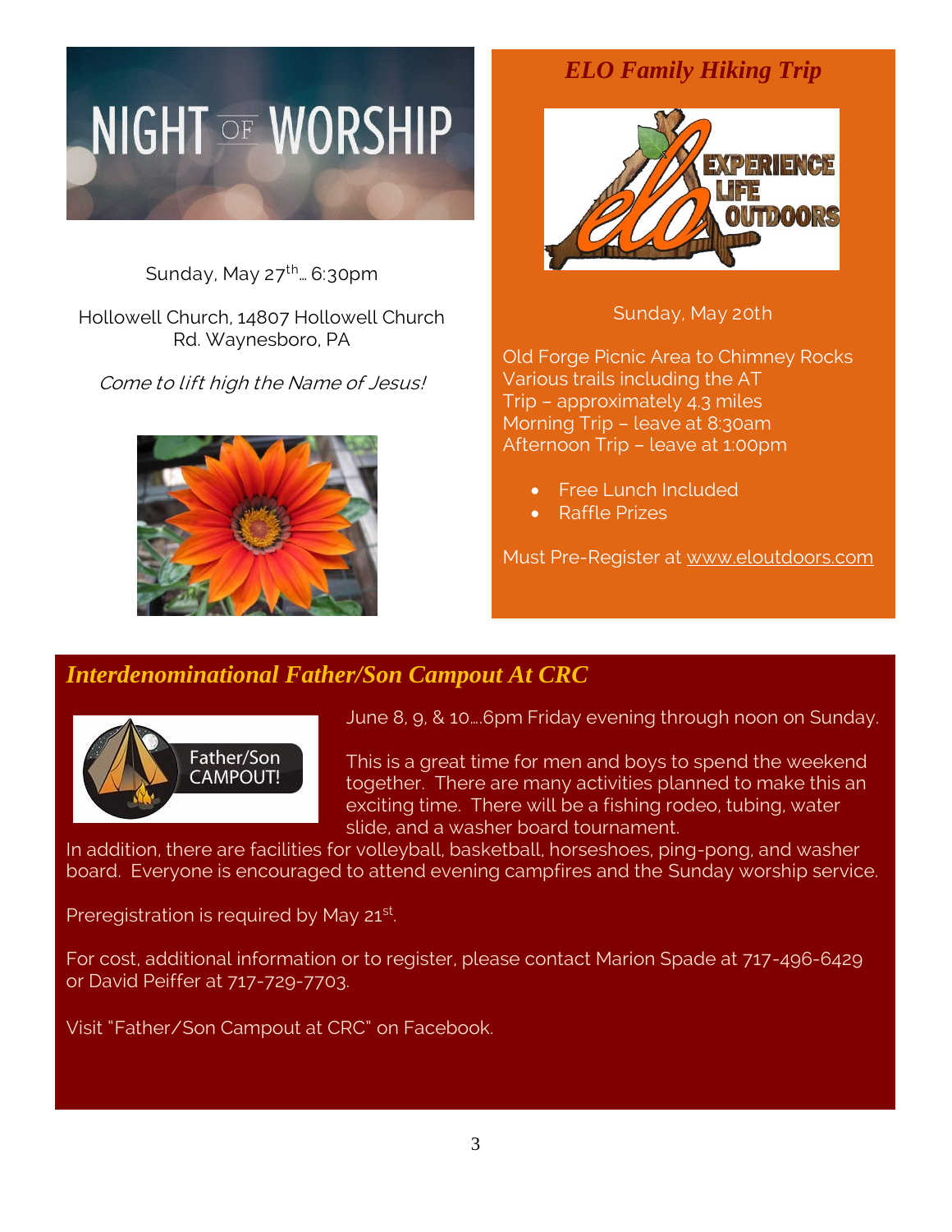# NIGHT OF WORSHIP

Sunday, May 27th… 6:30pm

Hollowell Church, 14807 Hollowell Church Rd. Waynesboro, PA

*Come to lift high the Name of Jesus!*

## *ELO Family Hiking Trip*

EXPERIENCE LIFE OUTDOORS

Sunday, May 20th

Old Forge Picnic Area to Chimney Rocks
Various trails including the AT
Trip – approximately 4.3 miles
Morning Trip – leave at 8:30am
Afternoon Trip – leave at 1:00pm

- Free Lunch Included
- Raffle Prizes

Must Pre-Register at www.eloutdoors.com

## *Interdenominational Father/Son Campout At CRC*

Father/Son CAMPOUT!

June 8, 9, & 10….6pm Friday evening through noon on Sunday.

This is a great time for men and boys to spend the weekend together. There are many activities planned to make this an exciting time. There will be a fishing rodeo, tubing, water slide, and a washer board tournament. In addition, there are facilities for volleyball, basketball, horseshoes, ping-pong, and washer board. Everyone is encouraged to attend evening campfires and the Sunday worship service.

Preregistration is required by May 21st.

For cost, additional information or to register, please contact Marion Spade at 717-496-6429 or David Peiffer at 717-729-7703.

Visit "Father/Son Campout at CRC" on Facebook.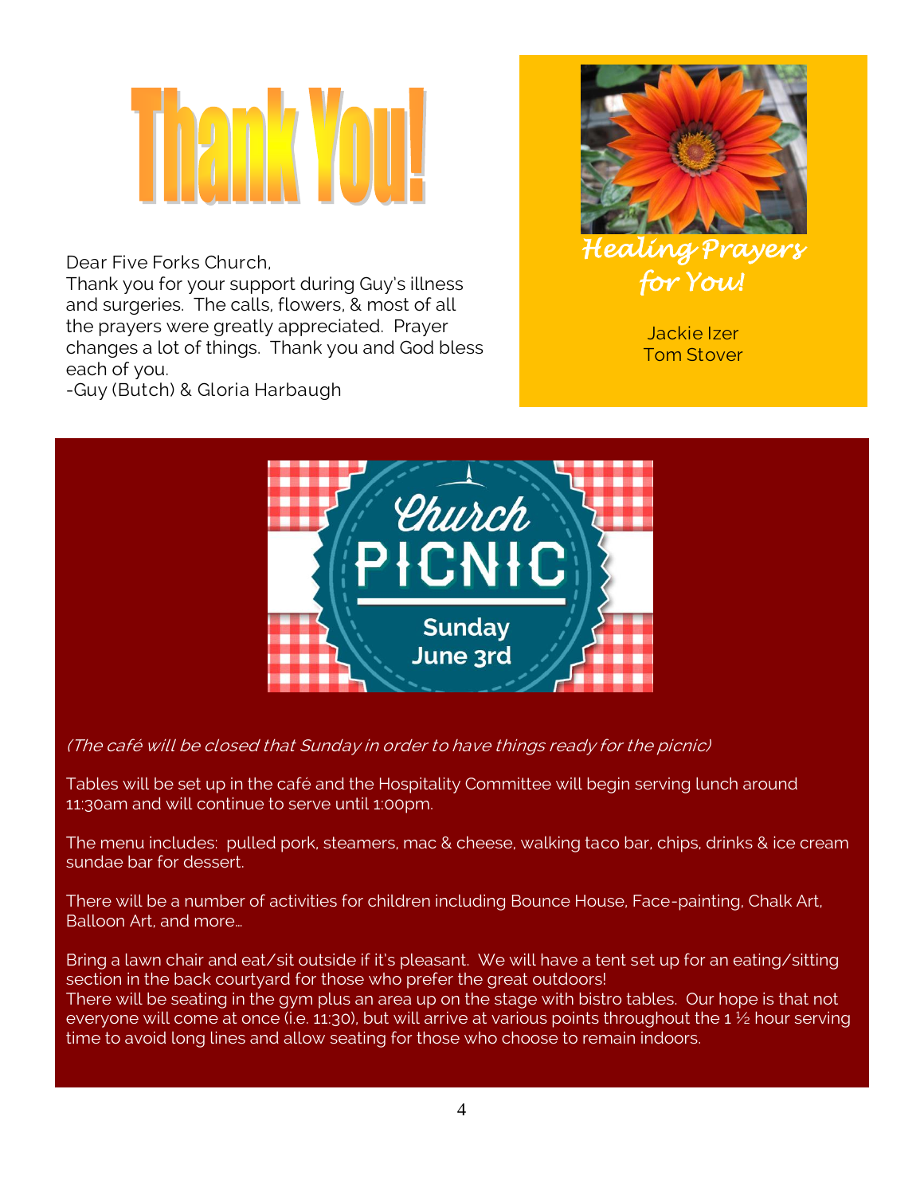# Thank You!

Dear Five Forks Church,
Thank you for your support during Guy's illness and surgeries. The calls, flowers, & most of all the prayers were greatly appreciated. Prayer changes a lot of things. Thank you and God bless each of you.
-Guy (Butch) & Gloria Harbaugh

## Healing Prayers for You!

Jackie Izer
Tom Stover

## Church PICNIC

**Sunday June 3rd**

*(The café will be closed that Sunday in order to have things ready for the picnic)*

Tables will be set up in the café and the Hospitality Committee will begin serving lunch around 11:30am and will continue to serve until 1:00pm.

The menu includes: pulled pork, steamers, mac & cheese, walking taco bar, chips, drinks & ice cream sundae bar for dessert.

There will be a number of activities for children including Bounce House, Face-painting, Chalk Art, Balloon Art, and more…

Bring a lawn chair and eat/sit outside if it's pleasant. We will have a tent set up for an eating/sitting section in the back courtyard for those who prefer the great outdoors!
There will be seating in the gym plus an area up on the stage with bistro tables. Our hope is that not everyone will come at once (i.e. 11:30), but will arrive at various points throughout the 1 ½ hour serving time to avoid long lines and allow seating for those who choose to remain indoors.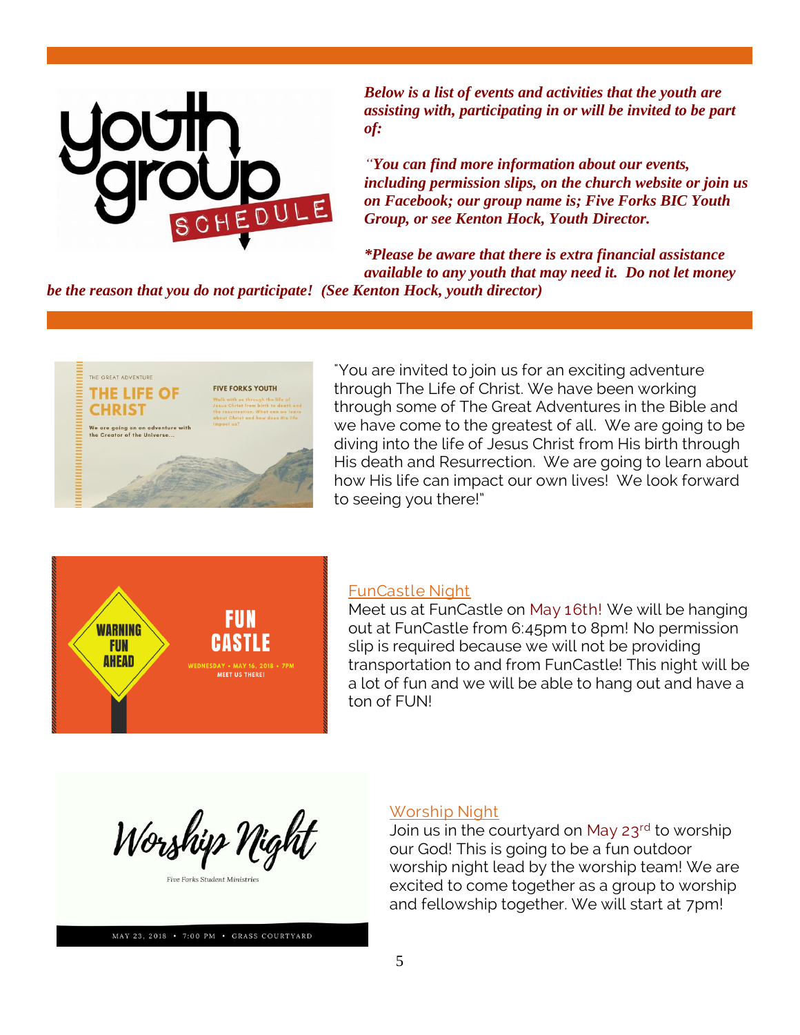***Below is a list of events and activities that the youth are assisting with, participating in or will be invited to be part of:***

***"You can find more information about our events, including permission slips, on the church website or join us on Facebook; our group name is; Five Forks BIC Youth Group, or see Kenton Hock, Youth Director.***

***\*Please be aware that there is extra financial assistance available to any youth that may need it. Do not let money be the reason that you do not participate! (See Kenton Hock, youth director)***

"You are invited to join us for an exciting adventure through The Life of Christ. We have been working through some of The Great Adventures in the Bible and we have come to the greatest of all. We are going to be diving into the life of Jesus Christ from His birth through His death and Resurrection. We are going to learn about how His life can impact our own lives! We look forward to seeing you there!"

FunCastle Night

Meet us at FunCastle on May 16th! We will be hanging out at FunCastle from 6:45pm to 8pm! No permission slip is required because we will not be providing transportation to and from FunCastle! This night will be a lot of fun and we will be able to hang out and have a ton of FUN!

Worship Night

Join us in the courtyard on May 23rd to worship our God! This is going to be a fun outdoor worship night lead by the worship team! We are excited to come together as a group to worship and fellowship together. We will start at 7pm!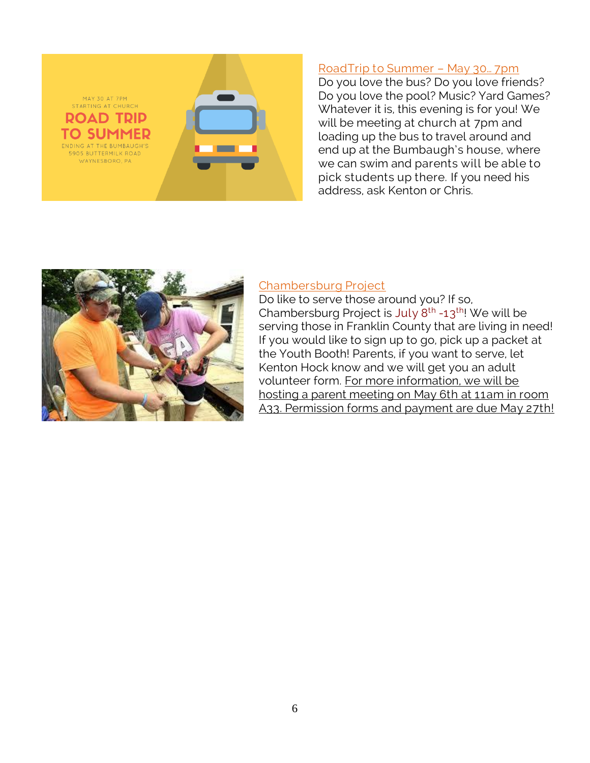RoadTrip to Summer – May 30… 7pm

Do you love the bus? Do you love friends? Do you love the pool? Music? Yard Games? Whatever it is, this evening is for you! We will be meeting at church at 7pm and loading up the bus to travel around and end up at the Bumbaugh's house, where we can swim and parents will be able to pick students up there. If you need his address, ask Kenton or Chris.

Chambersburg Project

Do like to serve those around you? If so, Chambersburg Project is July 8th -13th! We will be serving those in Franklin County that are living in need! If you would like to sign up to go, pick up a packet at the Youth Booth! Parents, if you want to serve, let Kenton Hock know and we will get you an adult volunteer form. For more information, we will be hosting a parent meeting on May 6th at 11am in room A33. Permission forms and payment are due May 27th!